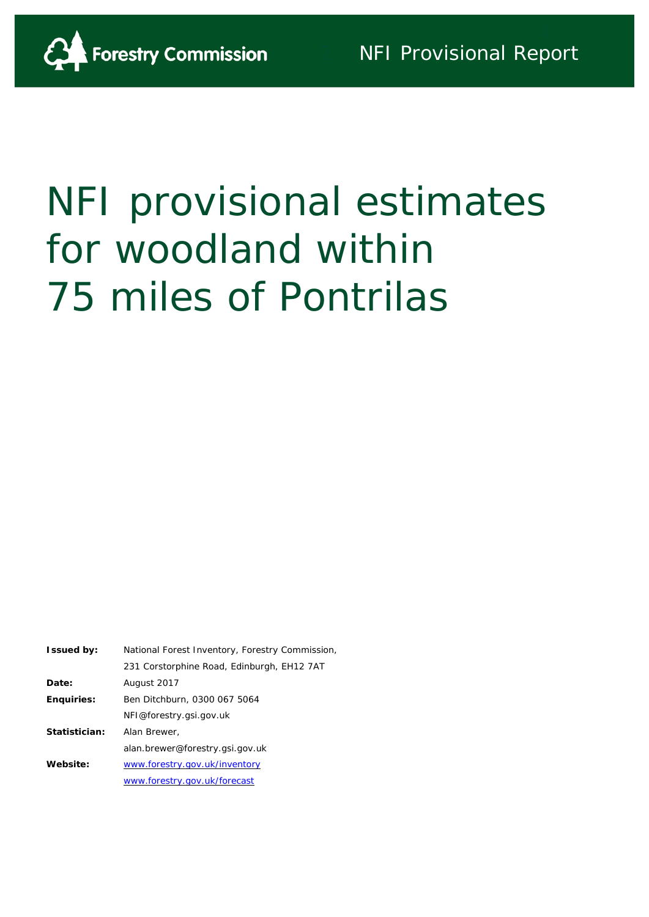Forestry Commission

NFI Provisional Report

# NFI provisional estimates for woodland within 75 miles of Pontrilas

| | |
|---|---|
| **Issued by:** | National Forest Inventory, Forestry Commission, |
| | 231 Corstorphine Road, Edinburgh, EH12 7AT |
| **Date:** | August 2017 |
| **Enquiries:** | Ben Ditchburn, 0300 067 5064 |
| | NFI@forestry.gsi.gov.uk |
| **Statistician:** | Alan Brewer, |
| | alan.brewer@forestry.gsi.gov.uk |
| **Website:** | [www.forestry.gov.uk/inventory](http://www.forestry.gov.uk/inventory) |
| | [www.forestry.gov.uk/forecast](http://www.forestry.gov.uk/forecast) |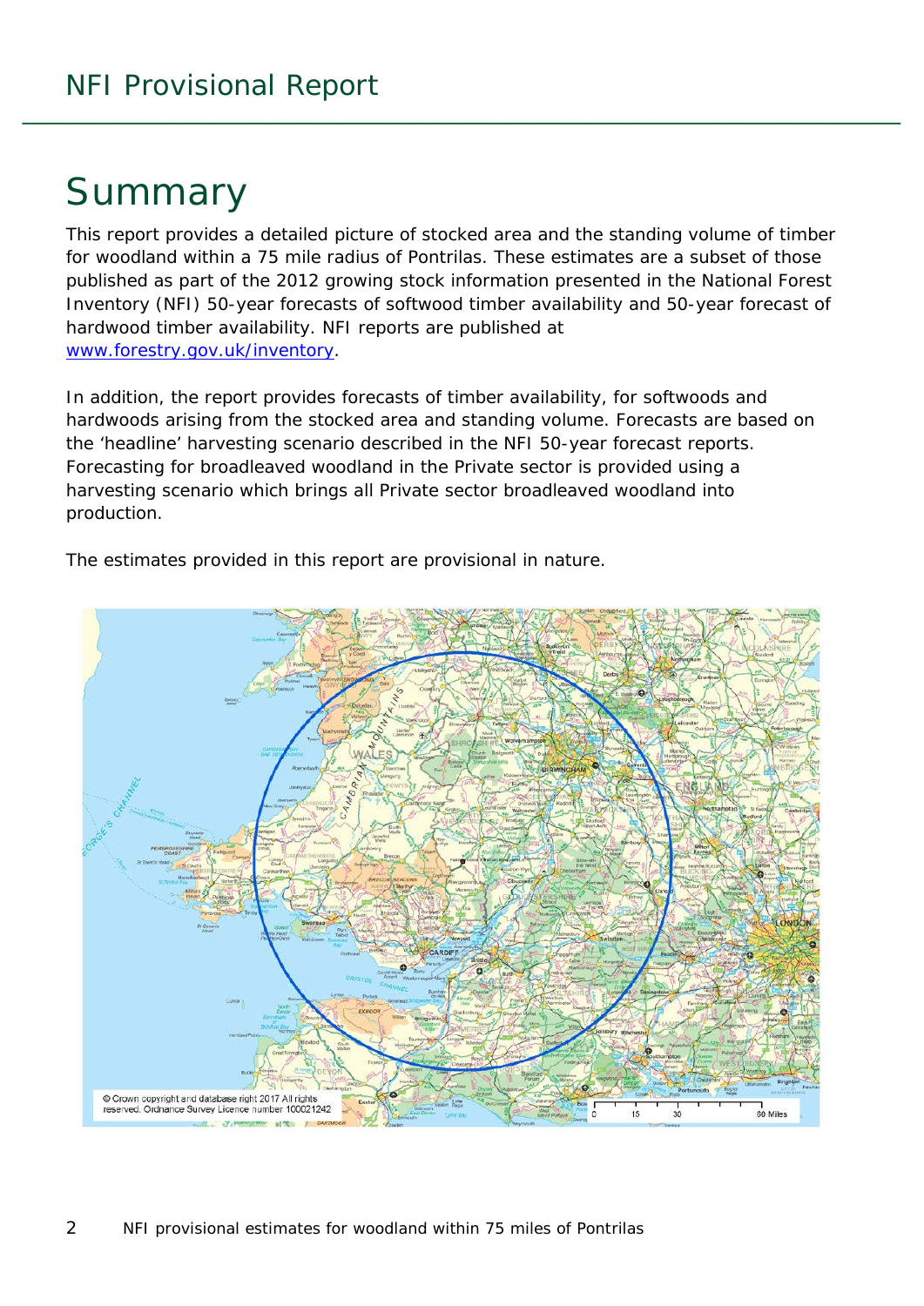# Summary

This report provides a detailed picture of stocked area and the standing volume of timber for woodland within a 75 mile radius of Pontrilas. These estimates are a subset of those published as part of the 2012 growing stock information presented in the National Forest Inventory (NFI) 50-year forecasts of softwood timber availability and 50-year forecast of hardwood timber availability. NFI reports are published at www.forestry.gov.uk/inventory.

In addition, the report provides forecasts of timber availability, for softwoods and hardwoods arising from the stocked area and standing volume. Forecasts are based on the 'headline' harvesting scenario described in the NFI 50-year forecast reports. Forecasting for broadleaved woodland in the Private sector is provided using a harvesting scenario which brings all Private sector broadleaved woodland into production.

The estimates provided in this report are provisional in nature.

© Crown copyright and database right 2017 All rights reserved. Ordnance Survey Licence number 100021242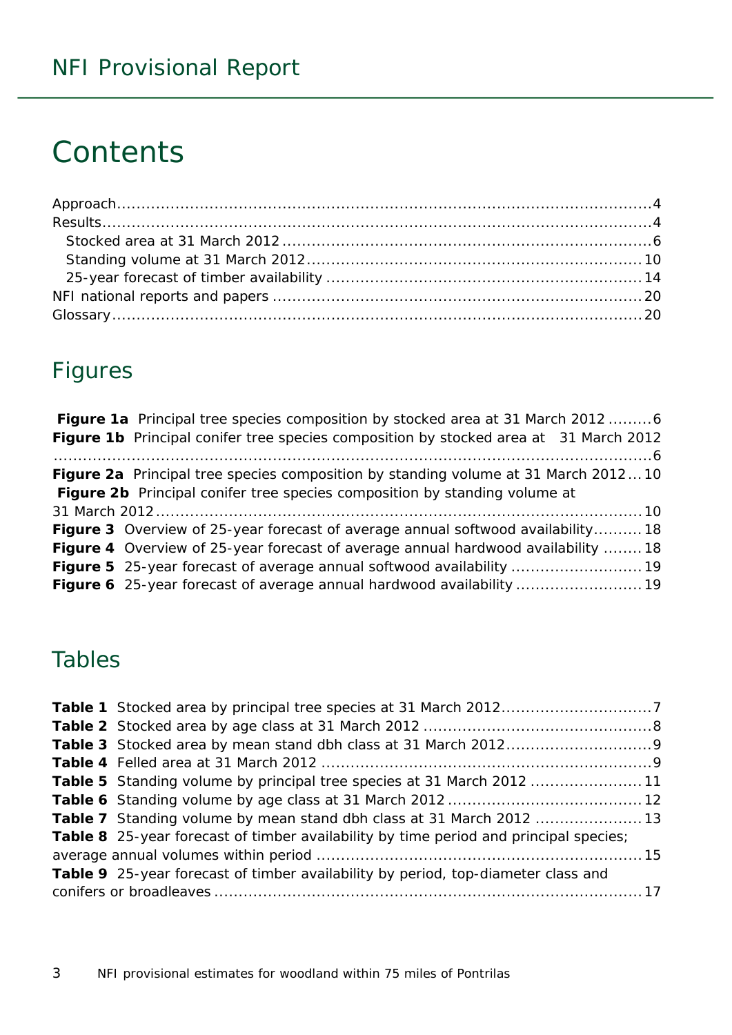# Contents

Approach....4
Results....4
  Stocked area at 31 March 2012....6
  Standing volume at 31 March 2012....10
  25-year forecast of timber availability....14
NFI national reports and papers....20
Glossary....20

## Figures

**Figure 1a** Principal tree species composition by stocked area at 31 March 2012....6
**Figure 1b** Principal conifer tree species composition by stocked area at 31 March 2012....6
**Figure 2a** Principal tree species composition by standing volume at 31 March 2012....10
**Figure 2b** Principal conifer tree species composition by standing volume at 31 March 2012....10
**Figure 3** Overview of 25-year forecast of average annual softwood availability....18
**Figure 4** Overview of 25-year forecast of average annual hardwood availability....18
**Figure 5** 25-year forecast of average annual softwood availability....19
**Figure 6** 25-year forecast of average annual hardwood availability....19

## Tables

**Table 1** Stocked area by principal tree species at 31 March 2012....7
**Table 2** Stocked area by age class at 31 March 2012....8
**Table 3** Stocked area by mean stand dbh class at 31 March 2012....9
**Table 4** Felled area at 31 March 2012....9
**Table 5** Standing volume by principal tree species at 31 March 2012....11
**Table 6** Standing volume by age class at 31 March 2012....12
**Table 7** Standing volume by mean stand dbh class at 31 March 2012....13
**Table 8** 25-year forecast of timber availability by time period and principal species; average annual volumes within period....15
**Table 9** 25-year forecast of timber availability by period, top-diameter class and conifers or broadleaves....17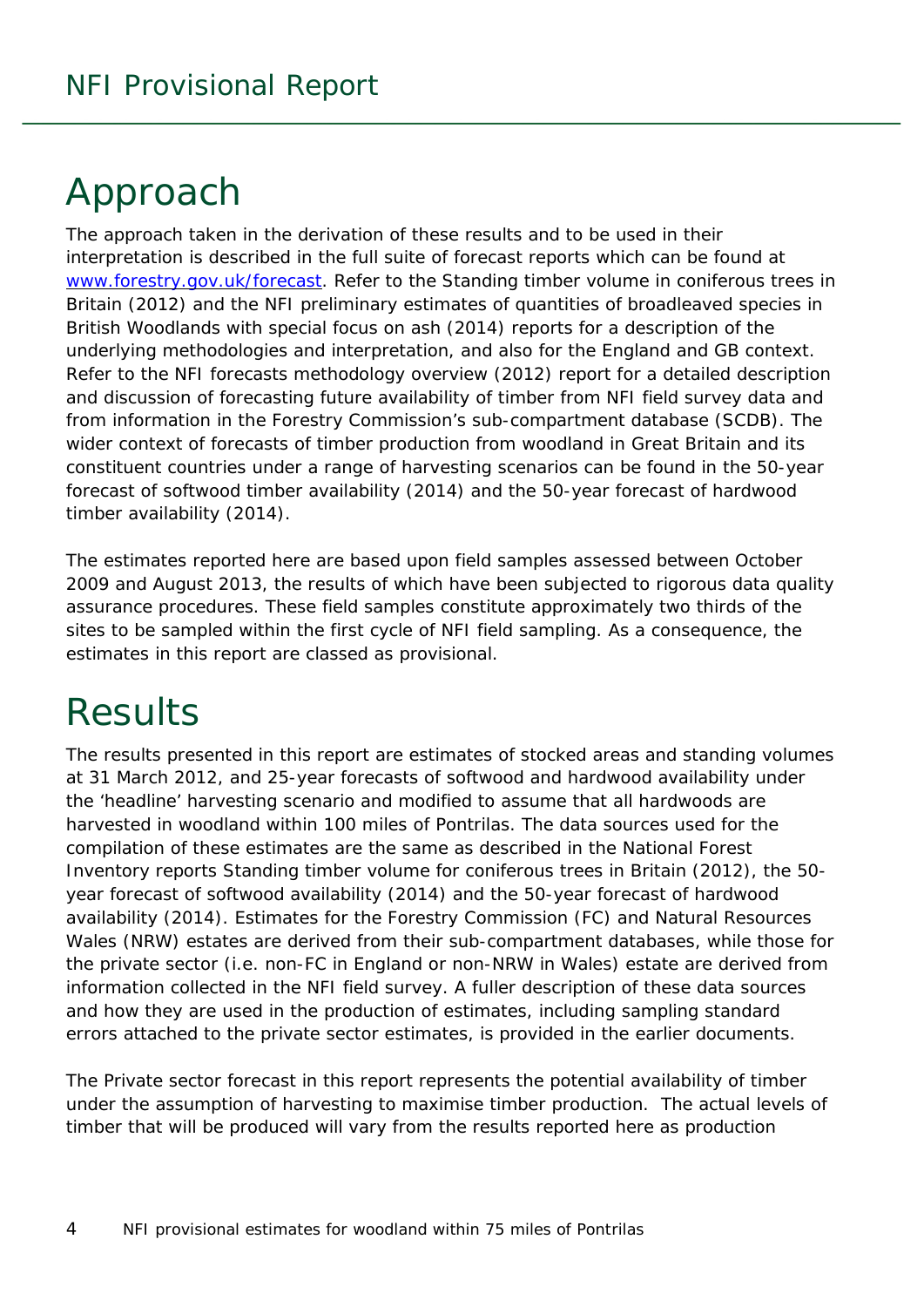# Approach

The approach taken in the derivation of these results and to be used in their interpretation is described in the full suite of forecast reports which can be found at [www.forestry.gov.uk/forecast](www.forestry.gov.uk/forecast). Refer to the Standing timber volume in coniferous trees in Britain (2012) and the NFI preliminary estimates of quantities of broadleaved species in British Woodlands with special focus on ash (2014) reports for a description of the underlying methodologies and interpretation, and also for the England and GB context. Refer to the NFI forecasts methodology overview (2012) report for a detailed description and discussion of forecasting future availability of timber from NFI field survey data and from information in the Forestry Commission's sub-compartment database (SCDB). The wider context of forecasts of timber production from woodland in Great Britain and its constituent countries under a range of harvesting scenarios can be found in the 50-year forecast of softwood timber availability (2014) and the 50-year forecast of hardwood timber availability (2014).

The estimates reported here are based upon field samples assessed between October 2009 and August 2013, the results of which have been subjected to rigorous data quality assurance procedures. These field samples constitute approximately two thirds of the sites to be sampled within the first cycle of NFI field sampling. As a consequence, the estimates in this report are classed as provisional.

# Results

The results presented in this report are estimates of stocked areas and standing volumes at 31 March 2012, and 25-year forecasts of softwood and hardwood availability under the 'headline' harvesting scenario and modified to assume that all hardwoods are harvested in woodland within 100 miles of Pontrilas. The data sources used for the compilation of these estimates are the same as described in the National Forest Inventory reports Standing timber volume for coniferous trees in Britain (2012), the 50-year forecast of softwood availability (2014) and the 50-year forecast of hardwood availability (2014). Estimates for the Forestry Commission (FC) and Natural Resources Wales (NRW) estates are derived from their sub-compartment databases, while those for the private sector (i.e. non-FC in England or non-NRW in Wales) estate are derived from information collected in the NFI field survey. A fuller description of these data sources and how they are used in the production of estimates, including sampling standard errors attached to the private sector estimates, is provided in the earlier documents.

The Private sector forecast in this report represents the potential availability of timber under the assumption of harvesting to maximise timber production. The actual levels of timber that will be produced will vary from the results reported here as production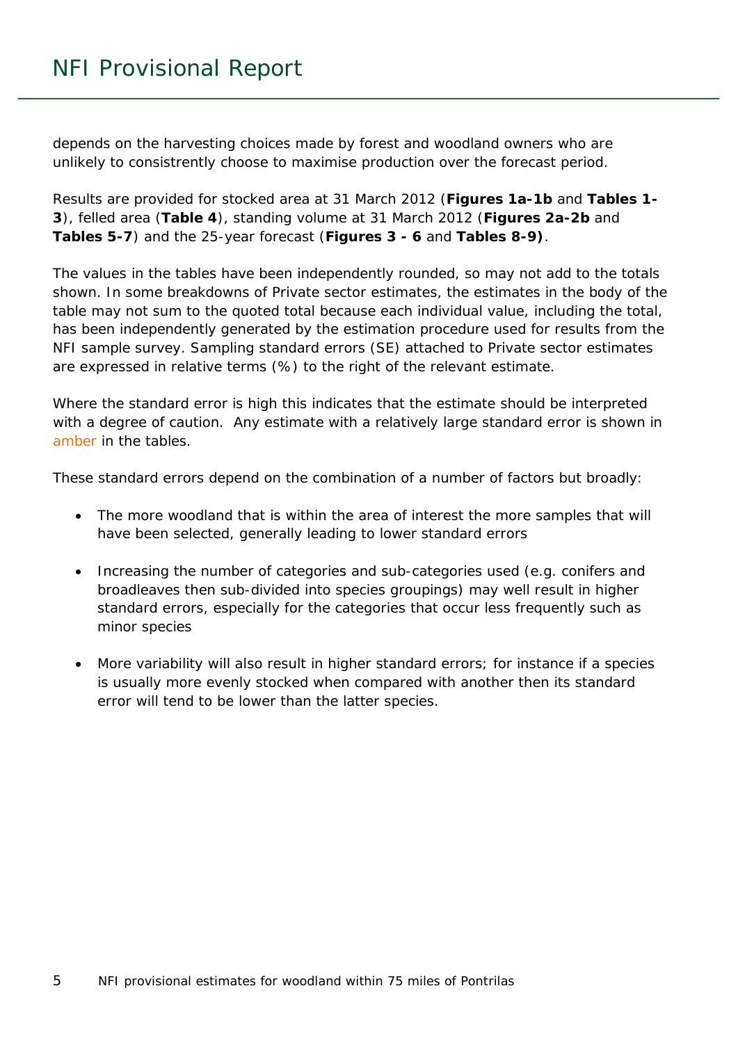depends on the harvesting choices made by forest and woodland owners who are unlikely to consistently choose to maximise production over the forecast period.

Results are provided for stocked area at 31 March 2012 (**Figures 1a-1b** and **Tables 1-3**), felled area (**Table 4**), standing volume at 31 March 2012 (**Figures 2a-2b** and **Tables 5-7**) and the 25-year forecast (**Figures 3 - 6** and **Tables 8-9)**.

The values in the tables have been independently rounded, so may not add to the totals shown. In some breakdowns of Private sector estimates, the estimates in the body of the table may not sum to the quoted total because each individual value, including the total, has been independently generated by the estimation procedure used for results from the NFI sample survey. Sampling standard errors (SE) attached to Private sector estimates are expressed in relative terms (%) to the right of the relevant estimate.

Where the standard error is high this indicates that the estimate should be interpreted with a degree of caution. Any estimate with a relatively large standard error is shown in amber in the tables.

These standard errors depend on the combination of a number of factors but broadly:

- The more woodland that is within the area of interest the more samples that will have been selected, generally leading to lower standard errors
- Increasing the number of categories and sub-categories used (e.g. conifers and broadleaves then sub-divided into species groupings) may well result in higher standard errors, especially for the categories that occur less frequently such as minor species
- More variability will also result in higher standard errors; for instance if a species is usually more evenly stocked when compared with another then its standard error will tend to be lower than the latter species.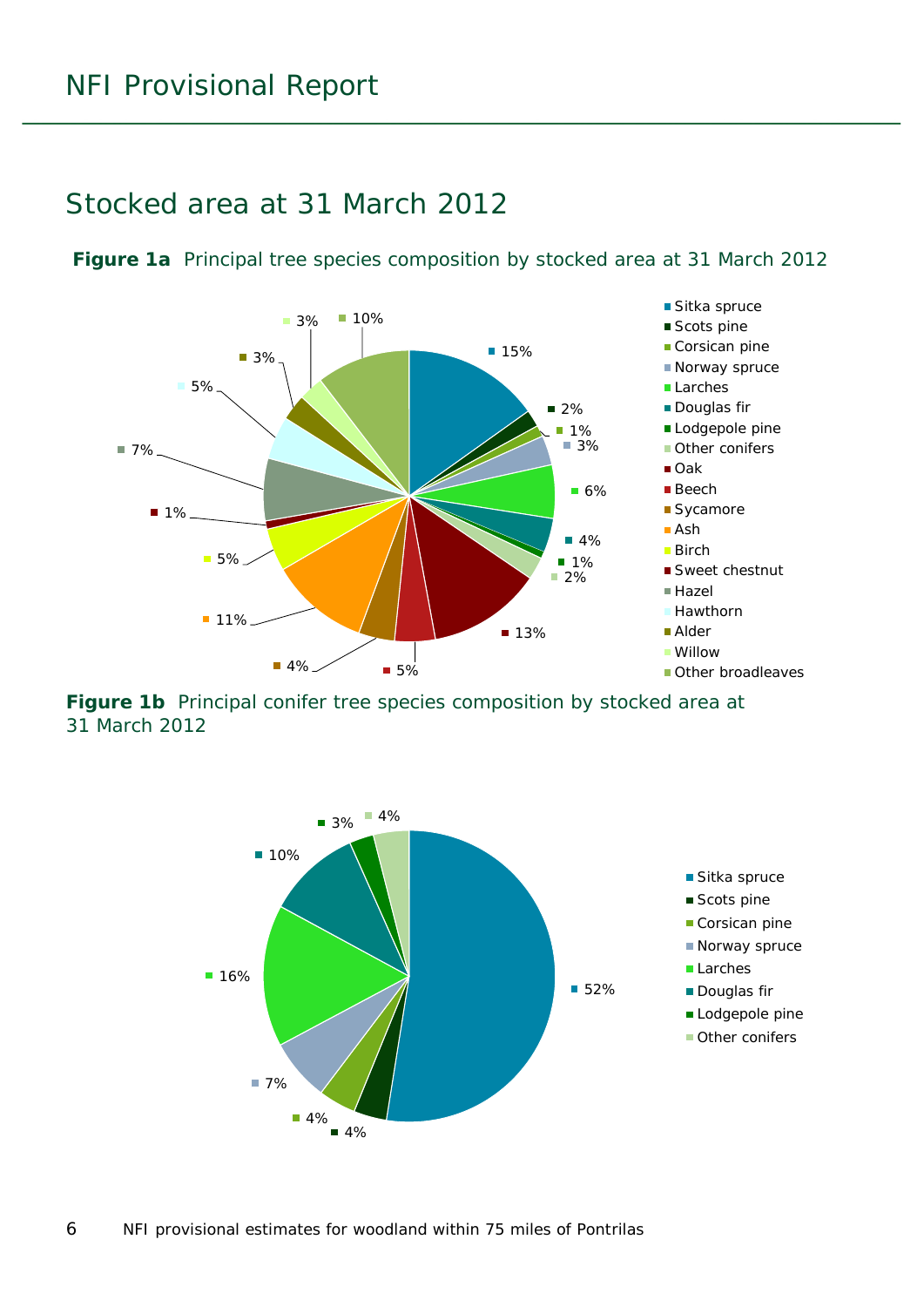## Stocked area at 31 March 2012

**Figure 1a** Principal tree species composition by stocked area at 31 March 2012

| Species | % |
|---|---|
| Sitka spruce | 15% |
| Scots pine | 2% |
| Corsican pine | 1% |
| Norway spruce | 3% |
| Larches | 6% |
| Douglas fir | 4% |
| Lodgepole pine | 1% |
| Other conifers | 2% |
| Oak | 13% |
| Beech | 5% |
| Sycamore | 4% |
| Ash | 11% |
| Birch | 5% |
| Sweet chestnut | 1% |
| Hazel | 7% |
| Hawthorn | 5% |
| Alder | 3% |
| Willow | 3% |
| Other broadleaves | 10% |

**Figure 1b** Principal conifer tree species composition by stocked area at 31 March 2012

| Species | % |
|---|---|
| Sitka spruce | 52% |
| Scots pine | 4% |
| Corsican pine | 4% |
| Norway spruce | 7% |
| Larches | 16% |
| Douglas fir | 10% |
| Lodgepole pine | 3% |
| Other conifers | 4% |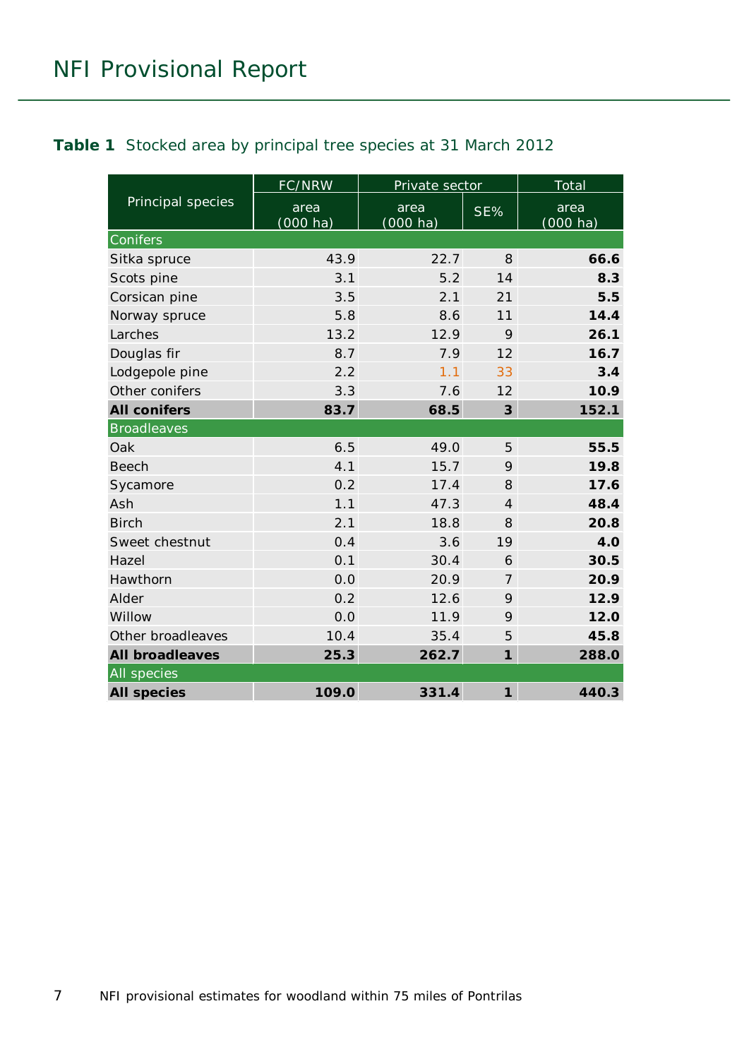**Table 1** Stocked area by principal tree species at 31 March 2012

| Principal species | FC/NRW | Private sector | | Total |
|---|---|---|---|---|
| | area (000 ha) | area (000 ha) | SE% | area (000 ha) |
| **Conifers** | | | | |
| Sitka spruce | 43.9 | 22.7 | 8 | **66.6** |
| Scots pine | 3.1 | 5.2 | 14 | **8.3** |
| Corsican pine | 3.5 | 2.1 | 21 | **5.5** |
| Norway spruce | 5.8 | 8.6 | 11 | **14.4** |
| Larches | 13.2 | 12.9 | 9 | **26.1** |
| Douglas fir | 8.7 | 7.9 | 12 | **16.7** |
| Lodgepole pine | 2.2 | 1.1 | 33 | **3.4** |
| Other conifers | 3.3 | 7.6 | 12 | **10.9** |
| **All conifers** | **83.7** | **68.5** | **3** | **152.1** |
| **Broadleaves** | | | | |
| Oak | 6.5 | 49.0 | 5 | **55.5** |
| Beech | 4.1 | 15.7 | 9 | **19.8** |
| Sycamore | 0.2 | 17.4 | 8 | **17.6** |
| Ash | 1.1 | 47.3 | 4 | **48.4** |
| Birch | 2.1 | 18.8 | 8 | **20.8** |
| Sweet chestnut | 0.4 | 3.6 | 19 | **4.0** |
| Hazel | 0.1 | 30.4 | 6 | **30.5** |
| Hawthorn | 0.0 | 20.9 | 7 | **20.9** |
| Alder | 0.2 | 12.6 | 9 | **12.9** |
| Willow | 0.0 | 11.9 | 9 | **12.0** |
| Other broadleaves | 10.4 | 35.4 | 5 | **45.8** |
| **All broadleaves** | **25.3** | **262.7** | **1** | **288.0** |
| **All species** | | | | |
| **All species** | **109.0** | **331.4** | **1** | **440.3** |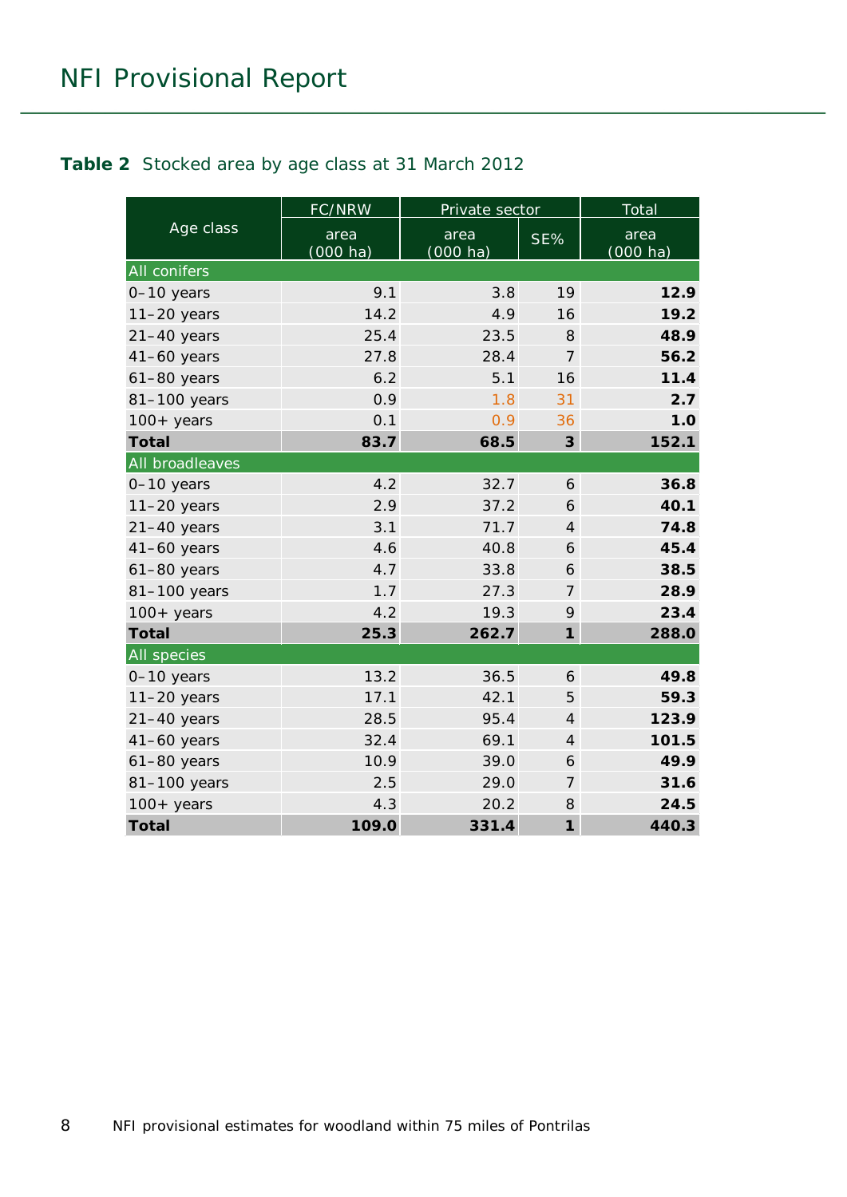**Table 2** Stocked area by age class at 31 March 2012

| Age class | FC/NRW | Private sector | | Total |
|---|---|---|---|---|
| | area (000 ha) | area (000 ha) | SE% | area (000 ha) |
| **All conifers** | | | | |
| 0–10 years | 9.1 | 3.8 | 19 | **12.9** |
| 11–20 years | 14.2 | 4.9 | 16 | **19.2** |
| 21–40 years | 25.4 | 23.5 | 8 | **48.9** |
| 41–60 years | 27.8 | 28.4 | 7 | **56.2** |
| 61–80 years | 6.2 | 5.1 | 16 | **11.4** |
| 81–100 years | 0.9 | 1.8 | 31 | **2.7** |
| 100+ years | 0.1 | 0.9 | 36 | **1.0** |
| **Total** | **83.7** | **68.5** | **3** | **152.1** |
| **All broadleaves** | | | | |
| 0–10 years | 4.2 | 32.7 | 6 | **36.8** |
| 11–20 years | 2.9 | 37.2 | 6 | **40.1** |
| 21–40 years | 3.1 | 71.7 | 4 | **74.8** |
| 41–60 years | 4.6 | 40.8 | 6 | **45.4** |
| 61–80 years | 4.7 | 33.8 | 6 | **38.5** |
| 81–100 years | 1.7 | 27.3 | 7 | **28.9** |
| 100+ years | 4.2 | 19.3 | 9 | **23.4** |
| **Total** | **25.3** | **262.7** | **1** | **288.0** |
| **All species** | | | | |
| 0–10 years | 13.2 | 36.5 | 6 | **49.8** |
| 11–20 years | 17.1 | 42.1 | 5 | **59.3** |
| 21–40 years | 28.5 | 95.4 | 4 | **123.9** |
| 41–60 years | 32.4 | 69.1 | 4 | **101.5** |
| 61–80 years | 10.9 | 39.0 | 6 | **49.9** |
| 81–100 years | 2.5 | 29.0 | 7 | **31.6** |
| 100+ years | 4.3 | 20.2 | 8 | **24.5** |
| **Total** | **109.0** | **331.4** | **1** | **440.3** |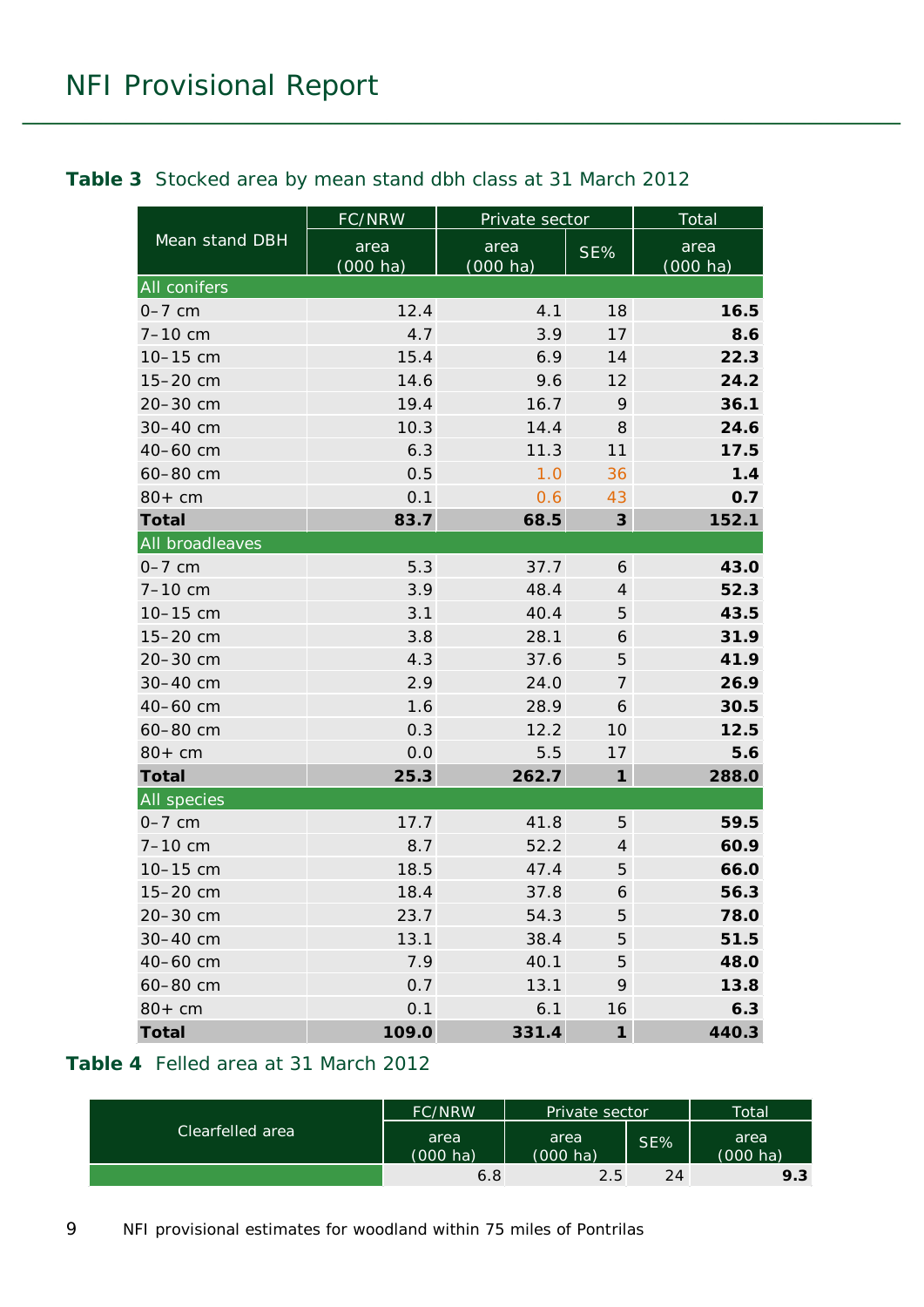**Table 3** Stocked area by mean stand dbh class at 31 March 2012

| Mean stand DBH | FC/NRW | Private sector | | Total |
|---|---|---|---|---|
| | area (000 ha) | area (000 ha) | SE% | area (000 ha) |
| **All conifers** | | | | |
| 0–7 cm | 12.4 | 4.1 | 18 | **16.5** |
| 7–10 cm | 4.7 | 3.9 | 17 | **8.6** |
| 10–15 cm | 15.4 | 6.9 | 14 | **22.3** |
| 15–20 cm | 14.6 | 9.6 | 12 | **24.2** |
| 20–30 cm | 19.4 | 16.7 | 9 | **36.1** |
| 30–40 cm | 10.3 | 14.4 | 8 | **24.6** |
| 40–60 cm | 6.3 | 11.3 | 11 | **17.5** |
| 60–80 cm | 0.5 | 1.0 | 36 | **1.4** |
| 80+ cm | 0.1 | 0.6 | 43 | **0.7** |
| **Total** | **83.7** | **68.5** | **3** | **152.1** |
| **All broadleaves** | | | | |
| 0–7 cm | 5.3 | 37.7 | 6 | **43.0** |
| 7–10 cm | 3.9 | 48.4 | 4 | **52.3** |
| 10–15 cm | 3.1 | 40.4 | 5 | **43.5** |
| 15–20 cm | 3.8 | 28.1 | 6 | **31.9** |
| 20–30 cm | 4.3 | 37.6 | 5 | **41.9** |
| 30–40 cm | 2.9 | 24.0 | 7 | **26.9** |
| 40–60 cm | 1.6 | 28.9 | 6 | **30.5** |
| 60–80 cm | 0.3 | 12.2 | 10 | **12.5** |
| 80+ cm | 0.0 | 5.5 | 17 | **5.6** |
| **Total** | **25.3** | **262.7** | **1** | **288.0** |
| **All species** | | | | |
| 0–7 cm | 17.7 | 41.8 | 5 | **59.5** |
| 7–10 cm | 8.7 | 52.2 | 4 | **60.9** |
| 10–15 cm | 18.5 | 47.4 | 5 | **66.0** |
| 15–20 cm | 18.4 | 37.8 | 6 | **56.3** |
| 20–30 cm | 23.7 | 54.3 | 5 | **78.0** |
| 30–40 cm | 13.1 | 38.4 | 5 | **51.5** |
| 40–60 cm | 7.9 | 40.1 | 5 | **48.0** |
| 60–80 cm | 0.7 | 13.1 | 9 | **13.8** |
| 80+ cm | 0.1 | 6.1 | 16 | **6.3** |
| **Total** | **109.0** | **331.4** | **1** | **440.3** |

**Table 4** Felled area at 31 March 2012

| Clearfelled area | FC/NRW | Private sector | | Total |
|---|---|---|---|---|
| | area (000 ha) | area (000 ha) | SE% | area (000 ha) |
| | 6.8 | 2.5 | 24 | **9.3** |

NFI provisional estimates for woodland within 75 miles of Pontrilas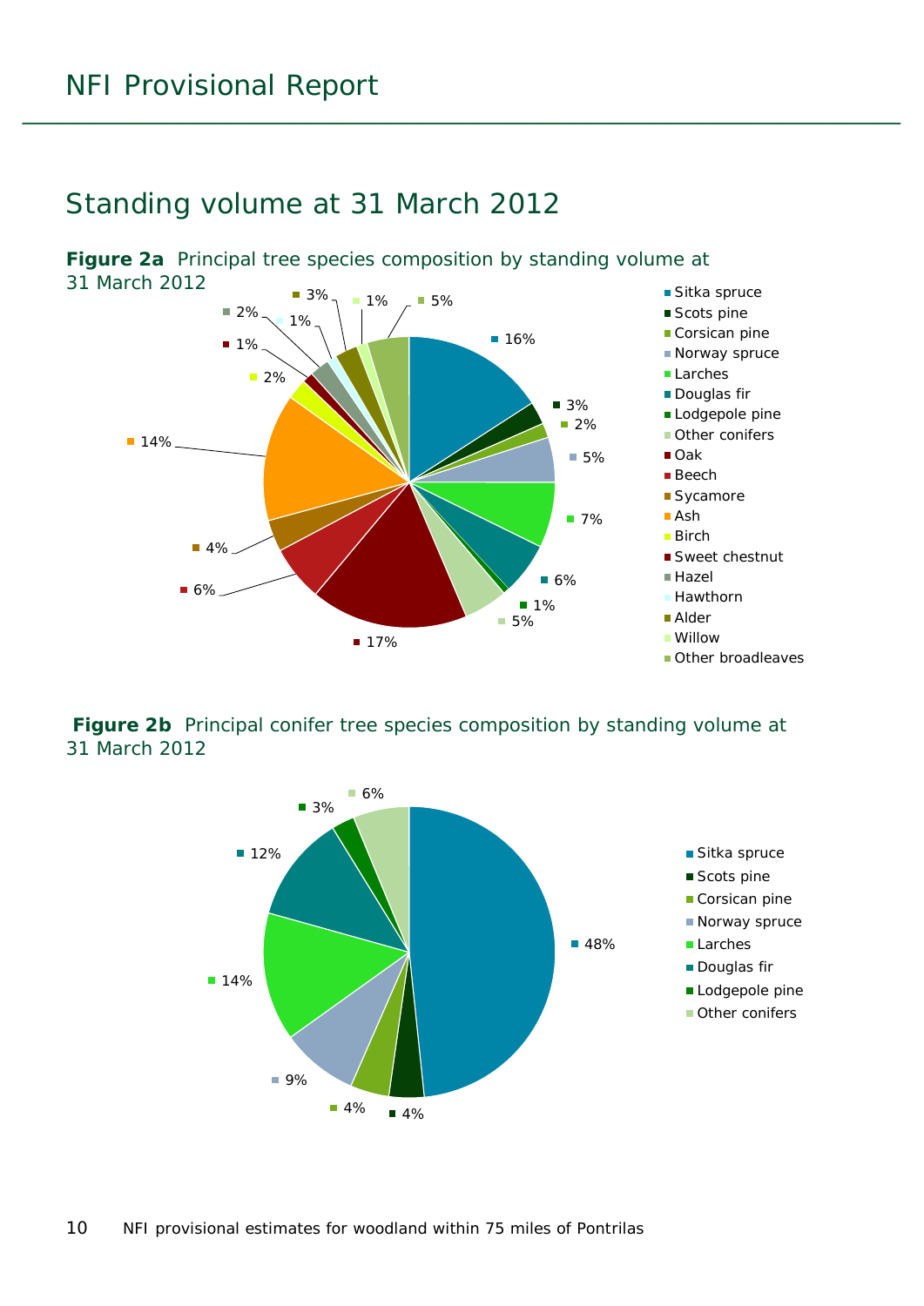## Standing volume at 31 March 2012

**Figure 2a** Principal tree species composition by standing volume at 31 March 2012

| Species | % |
|---|---|
| Sitka spruce | 16% |
| Scots pine | 3% |
| Corsican pine | 2% |
| Norway spruce | 5% |
| Larches | 7% |
| Douglas fir | 6% |
| Lodgepole pine | 1% |
| Other conifers | 5% |
| Oak | 17% |
| Beech | 6% |
| Sycamore | 4% |
| Ash | 14% |
| Birch | 2% |
| Sweet chestnut | 1% |
| Hazel | 2% |
| Hawthorn | 1% |
| Alder | 3% |
| Willow | 1% |
| Other broadleaves | 5% |

**Figure 2b** Principal conifer tree species composition by standing volume at 31 March 2012

| Species | % |
|---|---|
| Sitka spruce | 48% |
| Scots pine | 4% |
| Corsican pine | 4% |
| Norway spruce | 9% |
| Larches | 14% |
| Douglas fir | 12% |
| Lodgepole pine | 3% |
| Other conifers | 6% |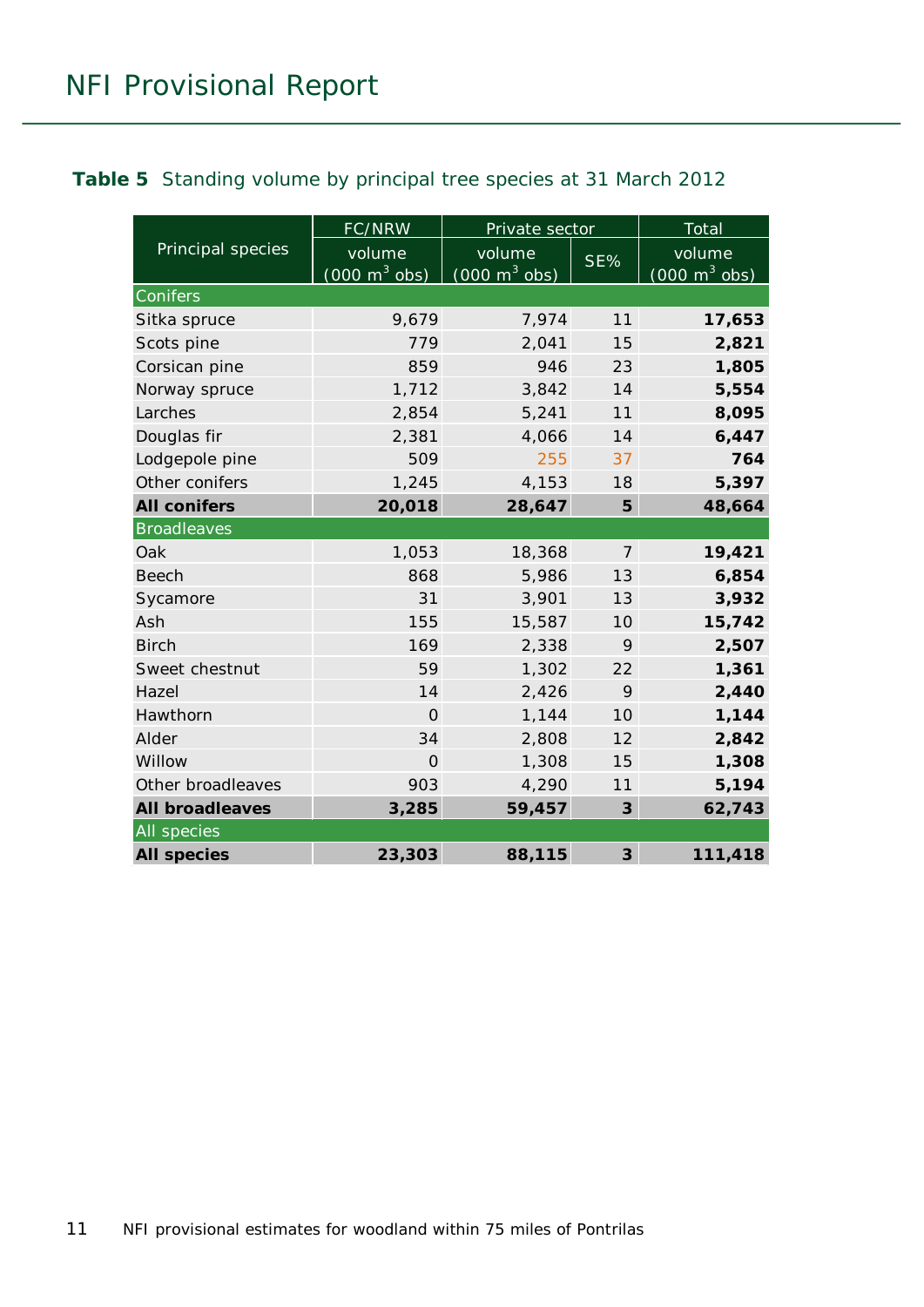**Table 5** Standing volume by principal tree species at 31 March 2012

| Principal species | FC/NRW | Private sector | | Total |
|---|---|---|---|---|
| | volume (000 m$^3$ obs) | volume (000 m$^3$ obs) | SE% | volume (000 m$^3$ obs) |
| Conifers | | | | |
| Sitka spruce | 9,679 | 7,974 | 11 | **17,653** |
| Scots pine | 779 | 2,041 | 15 | **2,821** |
| Corsican pine | 859 | 946 | 23 | **1,805** |
| Norway spruce | 1,712 | 3,842 | 14 | **5,554** |
| Larches | 2,854 | 5,241 | 11 | **8,095** |
| Douglas fir | 2,381 | 4,066 | 14 | **6,447** |
| Lodgepole pine | 509 | 255 | 37 | **764** |
| Other conifers | 1,245 | 4,153 | 18 | **5,397** |
| **All conifers** | **20,018** | **28,647** | **5** | **48,664** |
| Broadleaves | | | | |
| Oak | 1,053 | 18,368 | 7 | **19,421** |
| Beech | 868 | 5,986 | 13 | **6,854** |
| Sycamore | 31 | 3,901 | 13 | **3,932** |
| Ash | 155 | 15,587 | 10 | **15,742** |
| Birch | 169 | 2,338 | 9 | **2,507** |
| Sweet chestnut | 59 | 1,302 | 22 | **1,361** |
| Hazel | 14 | 2,426 | 9 | **2,440** |
| Hawthorn | 0 | 1,144 | 10 | **1,144** |
| Alder | 34 | 2,808 | 12 | **2,842** |
| Willow | 0 | 1,308 | 15 | **1,308** |
| Other broadleaves | 903 | 4,290 | 11 | **5,194** |
| **All broadleaves** | **3,285** | **59,457** | **3** | **62,743** |
| All species | | | | |
| **All species** | **23,303** | **88,115** | **3** | **111,418** |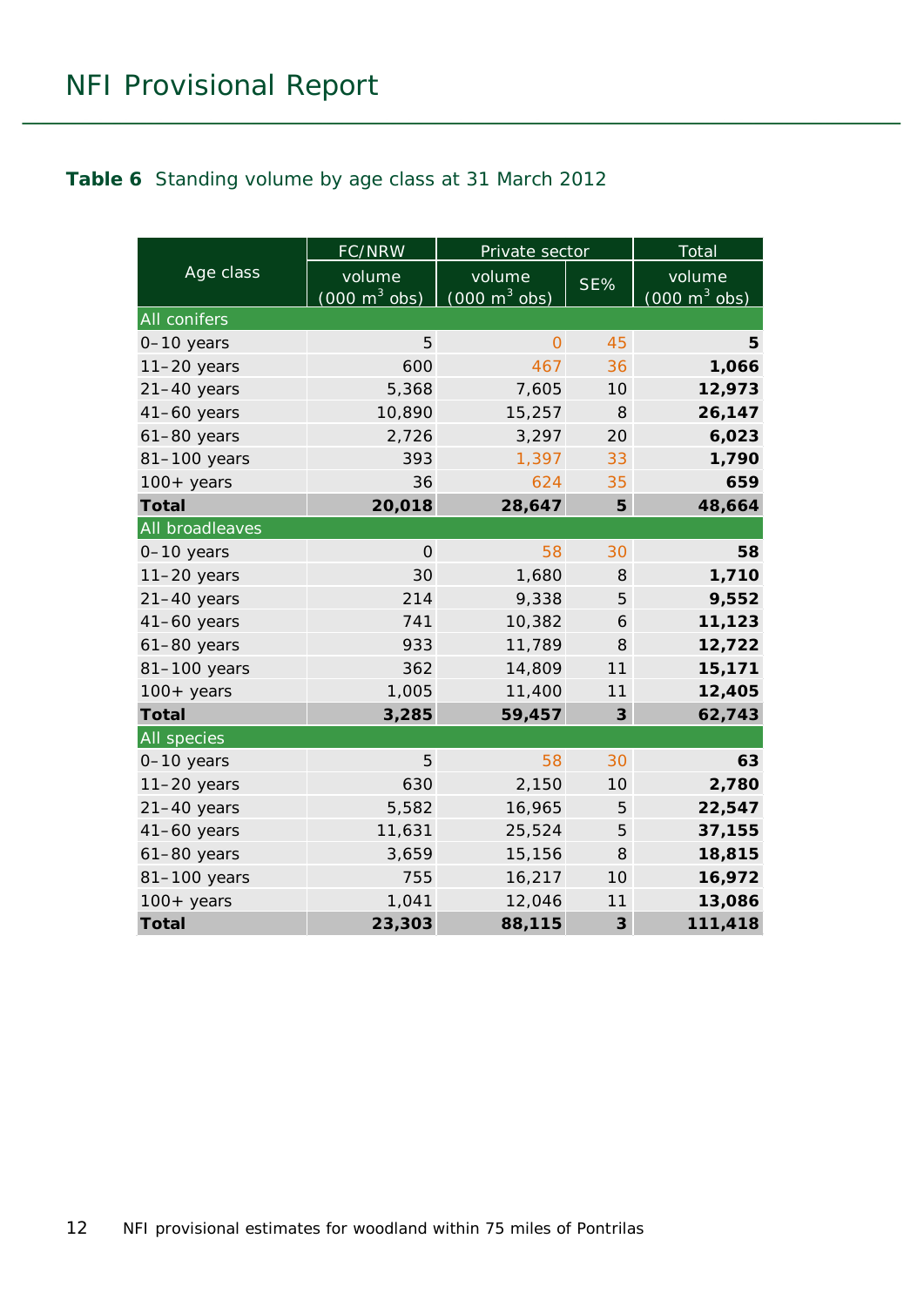**Table 6** Standing volume by age class at 31 March 2012

| Age class | FC/NRW | Private sector | | Total |
|---|---|---|---|---|
| | volume (000 $m^3$ obs) | volume (000 $m^3$ obs) | SE% | volume (000 $m^3$ obs) |
| **All conifers** | | | | |
| 0–10 years | 5 | 0 | 45 | **5** |
| 11–20 years | 600 | 467 | 36 | **1,066** |
| 21–40 years | 5,368 | 7,605 | 10 | **12,973** |
| 41–60 years | 10,890 | 15,257 | 8 | **26,147** |
| 61–80 years | 2,726 | 3,297 | 20 | **6,023** |
| 81–100 years | 393 | 1,397 | 33 | **1,790** |
| 100+ years | 36 | 624 | 35 | **659** |
| **Total** | **20,018** | **28,647** | **5** | **48,664** |
| **All broadleaves** | | | | |
| 0–10 years | 0 | 58 | 30 | **58** |
| 11–20 years | 30 | 1,680 | 8 | **1,710** |
| 21–40 years | 214 | 9,338 | 5 | **9,552** |
| 41–60 years | 741 | 10,382 | 6 | **11,123** |
| 61–80 years | 933 | 11,789 | 8 | **12,722** |
| 81–100 years | 362 | 14,809 | 11 | **15,171** |
| 100+ years | 1,005 | 11,400 | 11 | **12,405** |
| **Total** | **3,285** | **59,457** | **3** | **62,743** |
| **All species** | | | | |
| 0–10 years | 5 | 58 | 30 | **63** |
| 11–20 years | 630 | 2,150 | 10 | **2,780** |
| 21–40 years | 5,582 | 16,965 | 5 | **22,547** |
| 41–60 years | 11,631 | 25,524 | 5 | **37,155** |
| 61–80 years | 3,659 | 15,156 | 8 | **18,815** |
| 81–100 years | 755 | 16,217 | 10 | **16,972** |
| 100+ years | 1,041 | 12,046 | 11 | **13,086** |
| **Total** | **23,303** | **88,115** | **3** | **111,418** |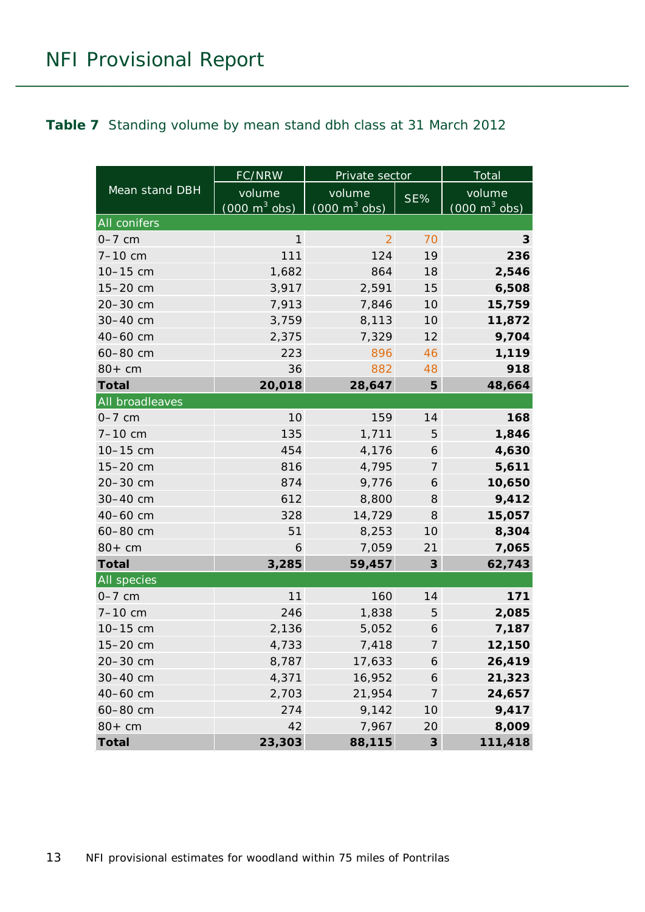**Table 7** Standing volume by mean stand dbh class at 31 March 2012

| Mean stand DBH | FC/NRW volume (000 $m^3$ obs) | Private sector volume (000 $m^3$ obs) | Private sector SE% | Total volume (000 $m^3$ obs) |
|---|---|---|---|---|
| **All conifers** | | | | |
| 0–7 cm | 1 | 2 | 70 | **3** |
| 7–10 cm | 111 | 124 | 19 | **236** |
| 10–15 cm | 1,682 | 864 | 18 | **2,546** |
| 15–20 cm | 3,917 | 2,591 | 15 | **6,508** |
| 20–30 cm | 7,913 | 7,846 | 10 | **15,759** |
| 30–40 cm | 3,759 | 8,113 | 10 | **11,872** |
| 40–60 cm | 2,375 | 7,329 | 12 | **9,704** |
| 60–80 cm | 223 | 896 | 46 | **1,119** |
| 80+ cm | 36 | 882 | 48 | **918** |
| **Total** | **20,018** | **28,647** | **5** | **48,664** |
| **All broadleaves** | | | | |
| 0–7 cm | 10 | 159 | 14 | **168** |
| 7–10 cm | 135 | 1,711 | 5 | **1,846** |
| 10–15 cm | 454 | 4,176 | 6 | **4,630** |
| 15–20 cm | 816 | 4,795 | 7 | **5,611** |
| 20–30 cm | 874 | 9,776 | 6 | **10,650** |
| 30–40 cm | 612 | 8,800 | 8 | **9,412** |
| 40–60 cm | 328 | 14,729 | 8 | **15,057** |
| 60–80 cm | 51 | 8,253 | 10 | **8,304** |
| 80+ cm | 6 | 7,059 | 21 | **7,065** |
| **Total** | **3,285** | **59,457** | **3** | **62,743** |
| **All species** | | | | |
| 0–7 cm | 11 | 160 | 14 | **171** |
| 7–10 cm | 246 | 1,838 | 5 | **2,085** |
| 10–15 cm | 2,136 | 5,052 | 6 | **7,187** |
| 15–20 cm | 4,733 | 7,418 | 7 | **12,150** |
| 20–30 cm | 8,787 | 17,633 | 6 | **26,419** |
| 30–40 cm | 4,371 | 16,952 | 6 | **21,323** |
| 40–60 cm | 2,703 | 21,954 | 7 | **24,657** |
| 60–80 cm | 274 | 9,142 | 10 | **9,417** |
| 80+ cm | 42 | 7,967 | 20 | **8,009** |
| **Total** | **23,303** | **88,115** | **3** | **111,418** |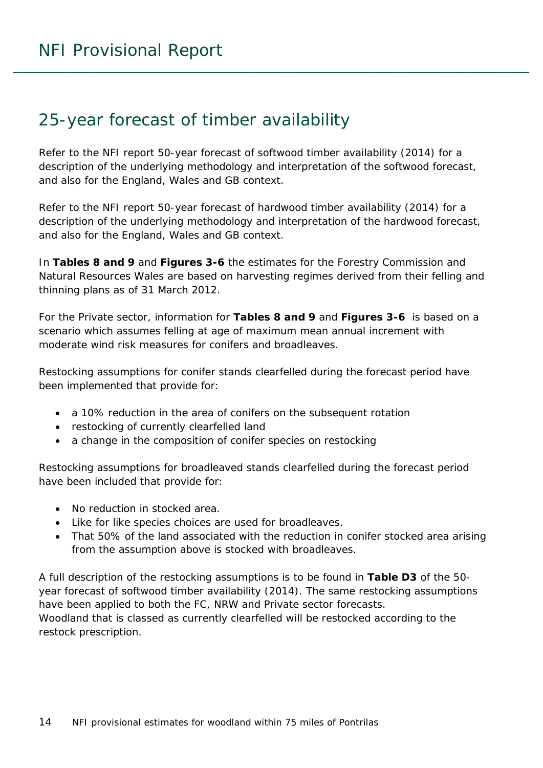## 25-year forecast of timber availability

Refer to the NFI report 50-year forecast of softwood timber availability (2014) for a description of the underlying methodology and interpretation of the softwood forecast, and also for the England, Wales and GB context.

Refer to the NFI report 50-year forecast of hardwood timber availability (2014) for a description of the underlying methodology and interpretation of the hardwood forecast, and also for the England, Wales and GB context.

In **Tables 8 and 9** and **Figures 3-6** the estimates for the Forestry Commission and Natural Resources Wales are based on harvesting regimes derived from their felling and thinning plans as of 31 March 2012.

For the Private sector, information for **Tables 8 and 9** and **Figures 3-6** is based on a scenario which assumes felling at age of maximum mean annual increment with moderate wind risk measures for conifers and broadleaves.

Restocking assumptions for conifer stands clearfelled during the forecast period have been implemented that provide for:

- a 10% reduction in the area of conifers on the subsequent rotation
- restocking of currently clearfelled land
- a change in the composition of conifer species on restocking

Restocking assumptions for broadleaved stands clearfelled during the forecast period have been included that provide for:

- No reduction in stocked area.
- Like for like species choices are used for broadleaves.
- That 50% of the land associated with the reduction in conifer stocked area arising from the assumption above is stocked with broadleaves.

A full description of the restocking assumptions is to be found in **Table D3** of the 50-year forecast of softwood timber availability (2014). The same restocking assumptions have been applied to both the FC, NRW and Private sector forecasts.
Woodland that is classed as currently clearfelled will be restocked according to the restock prescription.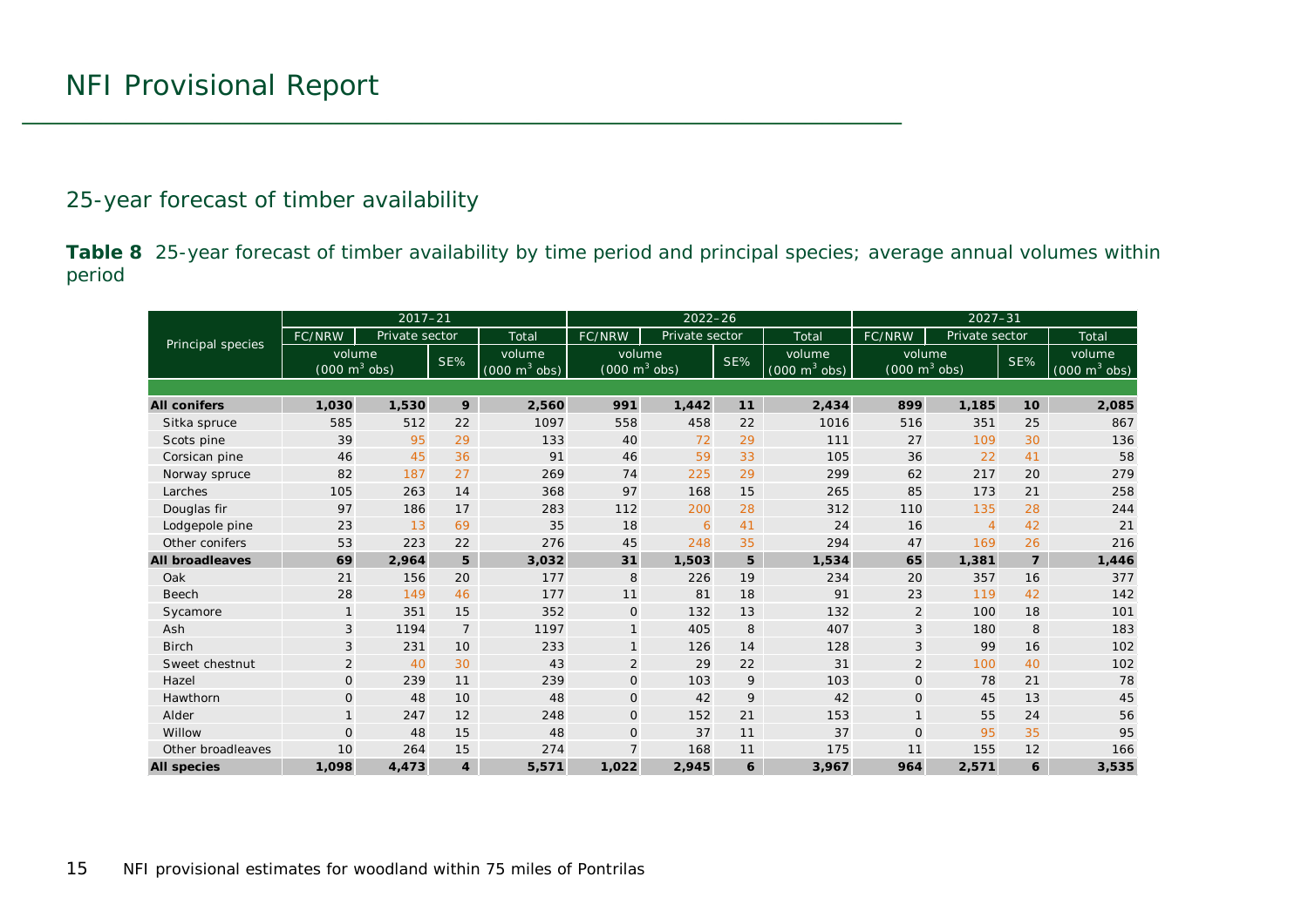# NFI Provisional Report

## 25-year forecast of timber availability

**Table 8** 25-year forecast of timber availability by time period and principal species; average annual volumes within period

| Principal species | 2017–21 | | | | 2022–26 | | | | 2027–31 | | | |
|---|---|---|---|---|---|---|---|---|---|---|---|---|
| | FC/NRW | Private sector | | Total | FC/NRW | Private sector | | Total | FC/NRW | Private sector | | Total |
| | volume (000 $m^3$ obs) | | SE% | volume (000 $m^3$ obs) | volume (000 $m^3$ obs) | | SE% | volume (000 $m^3$ obs) | volume (000 $m^3$ obs) | | SE% | volume (000 $m^3$ obs) |
| **All conifers** | **1,030** | **1,530** | **9** | **2,560** | **991** | **1,442** | **11** | **2,434** | **899** | **1,185** | **10** | **2,085** |
| Sitka spruce | 585 | 512 | 22 | 1097 | 558 | 458 | 22 | 1016 | 516 | 351 | 25 | 867 |
| Scots pine | 39 | 95 | 29 | 133 | 40 | 72 | 29 | 111 | 27 | 109 | 30 | 136 |
| Corsican pine | 46 | 45 | 36 | 91 | 46 | 59 | 33 | 105 | 36 | 22 | 41 | 58 |
| Norway spruce | 82 | 187 | 27 | 269 | 74 | 225 | 29 | 299 | 62 | 217 | 20 | 279 |
| Larches | 105 | 263 | 14 | 368 | 97 | 168 | 15 | 265 | 85 | 173 | 21 | 258 |
| Douglas fir | 97 | 186 | 17 | 283 | 112 | 200 | 28 | 312 | 110 | 135 | 28 | 244 |
| Lodgepole pine | 23 | 13 | 69 | 35 | 18 | 6 | 41 | 24 | 16 | 4 | 42 | 21 |
| Other conifers | 53 | 223 | 22 | 276 | 45 | 248 | 35 | 294 | 47 | 169 | 26 | 216 |
| **All broadleaves** | **69** | **2,964** | **5** | **3,032** | **31** | **1,503** | **5** | **1,534** | **65** | **1,381** | **7** | **1,446** |
| Oak | 21 | 156 | 20 | 177 | 8 | 226 | 19 | 234 | 20 | 357 | 16 | 377 |
| Beech | 28 | 149 | 46 | 177 | 11 | 81 | 18 | 91 | 23 | 119 | 42 | 142 |
| Sycamore | 1 | 351 | 15 | 352 | 0 | 132 | 13 | 132 | 2 | 100 | 18 | 101 |
| Ash | 3 | 1194 | 7 | 1197 | 1 | 405 | 8 | 407 | 3 | 180 | 8 | 183 |
| Birch | 3 | 231 | 10 | 233 | 1 | 126 | 14 | 128 | 3 | 99 | 16 | 102 |
| Sweet chestnut | 2 | 40 | 30 | 43 | 2 | 29 | 22 | 31 | 2 | 100 | 40 | 102 |
| Hazel | 0 | 239 | 11 | 239 | 0 | 103 | 9 | 103 | 0 | 78 | 21 | 78 |
| Hawthorn | 0 | 48 | 10 | 48 | 0 | 42 | 9 | 42 | 0 | 45 | 13 | 45 |
| Alder | 1 | 247 | 12 | 248 | 0 | 152 | 21 | 153 | 1 | 55 | 24 | 56 |
| Willow | 0 | 48 | 15 | 48 | 0 | 37 | 11 | 37 | 0 | 95 | 35 | 95 |
| Other broadleaves | 10 | 264 | 15 | 274 | 7 | 168 | 11 | 175 | 11 | 155 | 12 | 166 |
| **All species** | **1,098** | **4,473** | **4** | **5,571** | **1,022** | **2,945** | **6** | **3,967** | **964** | **2,571** | **6** | **3,535** |

NFI provisional estimates for woodland within 75 miles of Pontrilas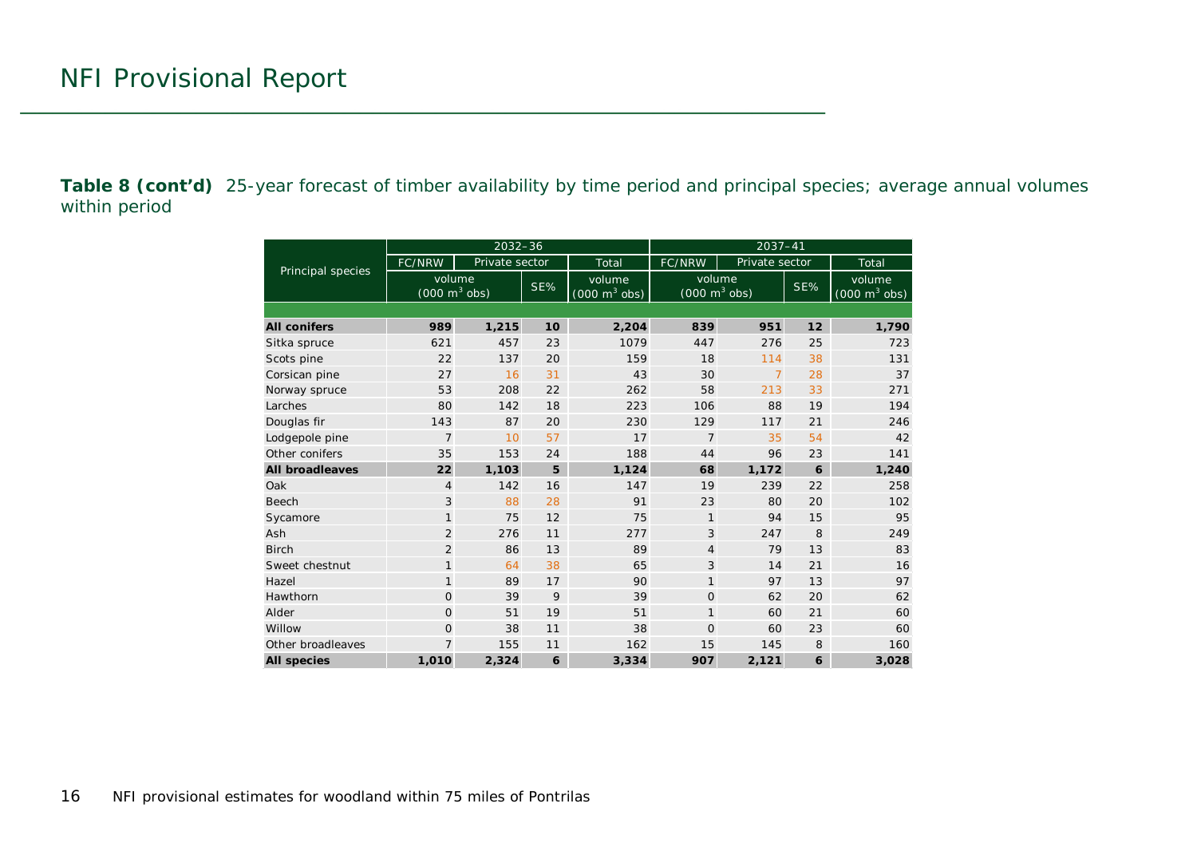**Table 8 (cont'd)** 25-year forecast of timber availability by time period and principal species; average annual volumes within period

| Principal species | 2032–36 | | | | 2037–41 | | | |
|---|---|---|---|---|---|---|---|---|
| | FC/NRW | Private sector | | Total | FC/NRW | Private sector | | Total |
| | volume (000 $m^3$ obs) | | SE% | volume (000 $m^3$ obs) | volume (000 $m^3$ obs) | | SE% | volume (000 $m^3$ obs) |
| **All conifers** | **989** | **1,215** | **10** | **2,204** | **839** | **951** | **12** | **1,790** |
| Sitka spruce | 621 | 457 | 23 | 1079 | 447 | 276 | 25 | 723 |
| Scots pine | 22 | 137 | 20 | 159 | 18 | 114 | 38 | 131 |
| Corsican pine | 27 | 16 | 31 | 43 | 30 | 7 | 28 | 37 |
| Norway spruce | 53 | 208 | 22 | 262 | 58 | 213 | 33 | 271 |
| Larches | 80 | 142 | 18 | 223 | 106 | 88 | 19 | 194 |
| Douglas fir | 143 | 87 | 20 | 230 | 129 | 117 | 21 | 246 |
| Lodgepole pine | 7 | 10 | 57 | 17 | 7 | 35 | 54 | 42 |
| Other conifers | 35 | 153 | 24 | 188 | 44 | 96 | 23 | 141 |
| **All broadleaves** | **22** | **1,103** | **5** | **1,124** | **68** | **1,172** | **6** | **1,240** |
| Oak | 4 | 142 | 16 | 147 | 19 | 239 | 22 | 258 |
| Beech | 3 | 88 | 28 | 91 | 23 | 80 | 20 | 102 |
| Sycamore | 1 | 75 | 12 | 75 | 1 | 94 | 15 | 95 |
| Ash | 2 | 276 | 11 | 277 | 3 | 247 | 8 | 249 |
| Birch | 2 | 86 | 13 | 89 | 4 | 79 | 13 | 83 |
| Sweet chestnut | 1 | 64 | 38 | 65 | 3 | 14 | 21 | 16 |
| Hazel | 1 | 89 | 17 | 90 | 1 | 97 | 13 | 97 |
| Hawthorn | 0 | 39 | 9 | 39 | 0 | 62 | 20 | 62 |
| Alder | 0 | 51 | 19 | 51 | 1 | 60 | 21 | 60 |
| Willow | 0 | 38 | 11 | 38 | 0 | 60 | 23 | 60 |
| Other broadleaves | 7 | 155 | 11 | 162 | 15 | 145 | 8 | 160 |
| **All species** | **1,010** | **2,324** | **6** | **3,334** | **907** | **2,121** | **6** | **3,028** |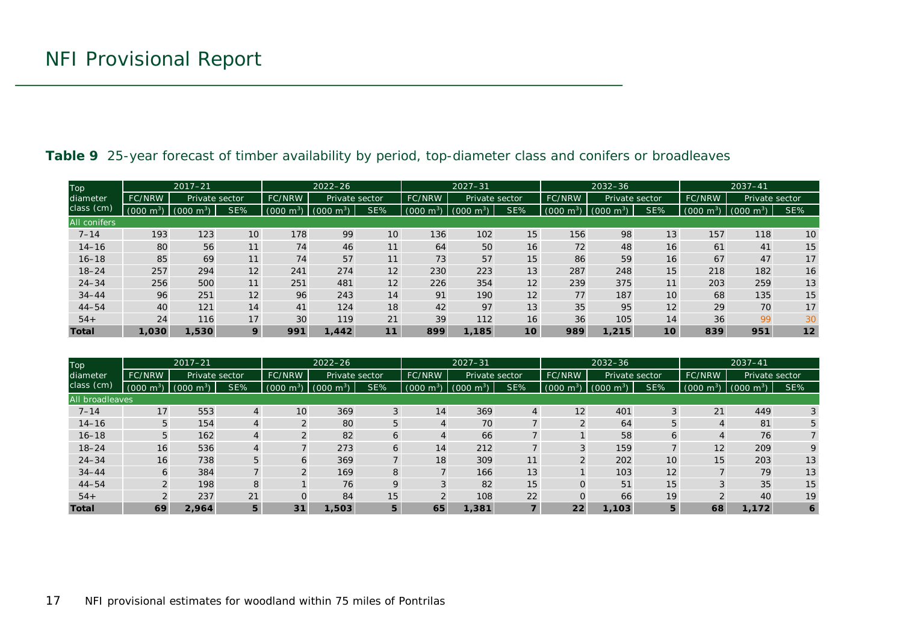**Table 9** 25-year forecast of timber availability by period, top-diameter class and conifers or broadleaves

| Top diameter class (cm) | 2017–21 | | | 2022–26 | | | 2027–31 | | | 2032–36 | | | 2037–41 | | |
|---|---|---|---|---|---|---|---|---|---|---|---|---|---|---|---|
| | FC/NRW | Private sector | | FC/NRW | Private sector | | FC/NRW | Private sector | | FC/NRW | Private sector | | FC/NRW | Private sector | |
| | (000 $m^3$) | (000 $m^3$) | SE% | (000 $m^3$) | (000 $m^3$) | SE% | (000 $m^3$) | (000 $m^3$) | SE% | (000 $m^3$) | (000 $m^3$) | SE% | (000 $m^3$) | (000 $m^3$) | SE% |
| All conifers | | | | | | | | | | | | | | | |
| 7–14 | 193 | 123 | 10 | 178 | 99 | 10 | 136 | 102 | 15 | 156 | 98 | 13 | 157 | 118 | 10 |
| 14–16 | 80 | 56 | 11 | 74 | 46 | 11 | 64 | 50 | 16 | 72 | 48 | 16 | 61 | 41 | 15 |
| 16–18 | 85 | 69 | 11 | 74 | 57 | 11 | 73 | 57 | 15 | 86 | 59 | 16 | 67 | 47 | 17 |
| 18–24 | 257 | 294 | 12 | 241 | 274 | 12 | 230 | 223 | 13 | 287 | 248 | 15 | 218 | 182 | 16 |
| 24–34 | 256 | 500 | 11 | 251 | 481 | 12 | 226 | 354 | 12 | 239 | 375 | 11 | 203 | 259 | 13 |
| 34–44 | 96 | 251 | 12 | 96 | 243 | 14 | 91 | 190 | 12 | 77 | 187 | 10 | 68 | 135 | 15 |
| 44–54 | 40 | 121 | 14 | 41 | 124 | 18 | 42 | 97 | 13 | 35 | 95 | 12 | 29 | 70 | 17 |
| 54+ | 24 | 116 | 17 | 30 | 119 | 21 | 39 | 112 | 16 | 36 | 105 | 14 | 36 | 99 | 30 |
| **Total** | **1,030** | **1,530** | **9** | **991** | **1,442** | **11** | **899** | **1,185** | **10** | **989** | **1,215** | **10** | **839** | **951** | **12** |

| Top diameter class (cm) | 2017–21 | | | 2022–26 | | | 2027–31 | | | 2032–36 | | | 2037–41 | | |
|---|---|---|---|---|---|---|---|---|---|---|---|---|---|---|---|
| | FC/NRW | Private sector | | FC/NRW | Private sector | | FC/NRW | Private sector | | FC/NRW | Private sector | | FC/NRW | Private sector | |
| | (000 $m^3$) | (000 $m^3$) | SE% | (000 $m^3$) | (000 $m^3$) | SE% | (000 $m^3$) | (000 $m^3$) | SE% | (000 $m^3$) | (000 $m^3$) | SE% | (000 $m^3$) | (000 $m^3$) | SE% |
| All broadleaves | | | | | | | | | | | | | | | |
| 7–14 | 17 | 553 | 4 | 10 | 369 | 3 | 14 | 369 | 4 | 12 | 401 | 3 | 21 | 449 | 3 |
| 14–16 | 5 | 154 | 4 | 2 | 80 | 5 | 4 | 70 | 7 | 2 | 64 | 5 | 4 | 81 | 5 |
| 16–18 | 5 | 162 | 4 | 2 | 82 | 6 | 4 | 66 | 7 | 1 | 58 | 6 | 4 | 76 | 7 |
| 18–24 | 16 | 536 | 4 | 7 | 273 | 6 | 14 | 212 | 7 | 3 | 159 | 7 | 12 | 209 | 9 |
| 24–34 | 16 | 738 | 5 | 6 | 369 | 7 | 18 | 309 | 11 | 2 | 202 | 10 | 15 | 203 | 13 |
| 34–44 | 6 | 384 | 7 | 2 | 169 | 8 | 7 | 166 | 13 | 1 | 103 | 12 | 7 | 79 | 13 |
| 44–54 | 2 | 198 | 8 | 1 | 76 | 9 | 3 | 82 | 15 | 0 | 51 | 15 | 3 | 35 | 15 |
| 54+ | 2 | 237 | 21 | 0 | 84 | 15 | 2 | 108 | 22 | 0 | 66 | 19 | 2 | 40 | 19 |
| **Total** | **69** | **2,964** | **5** | **31** | **1,503** | **5** | **65** | **1,381** | **7** | **22** | **1,103** | **5** | **68** | **1,172** | **6** |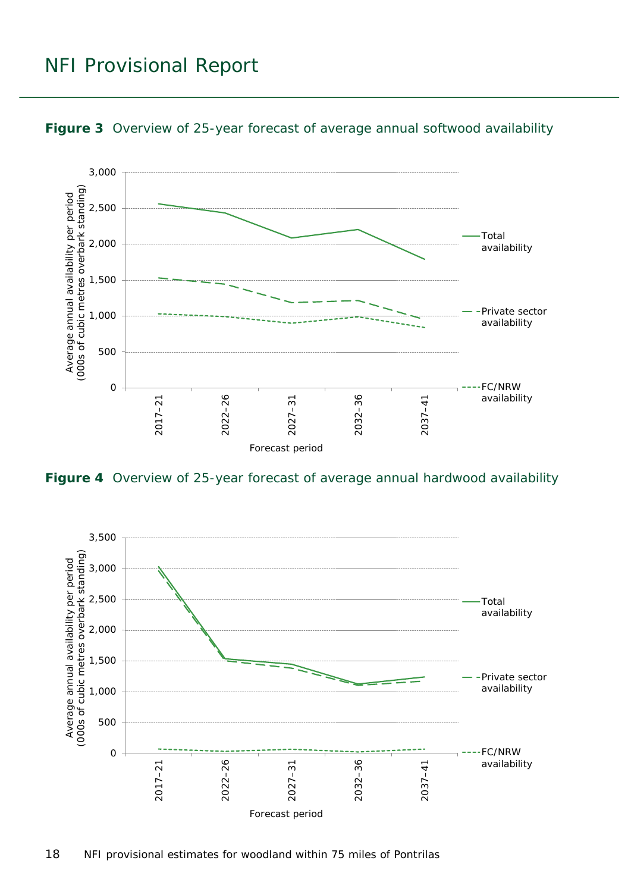**Figure 3** Overview of 25-year forecast of average annual softwood availability

**Figure 4** Overview of 25-year forecast of average annual hardwood availability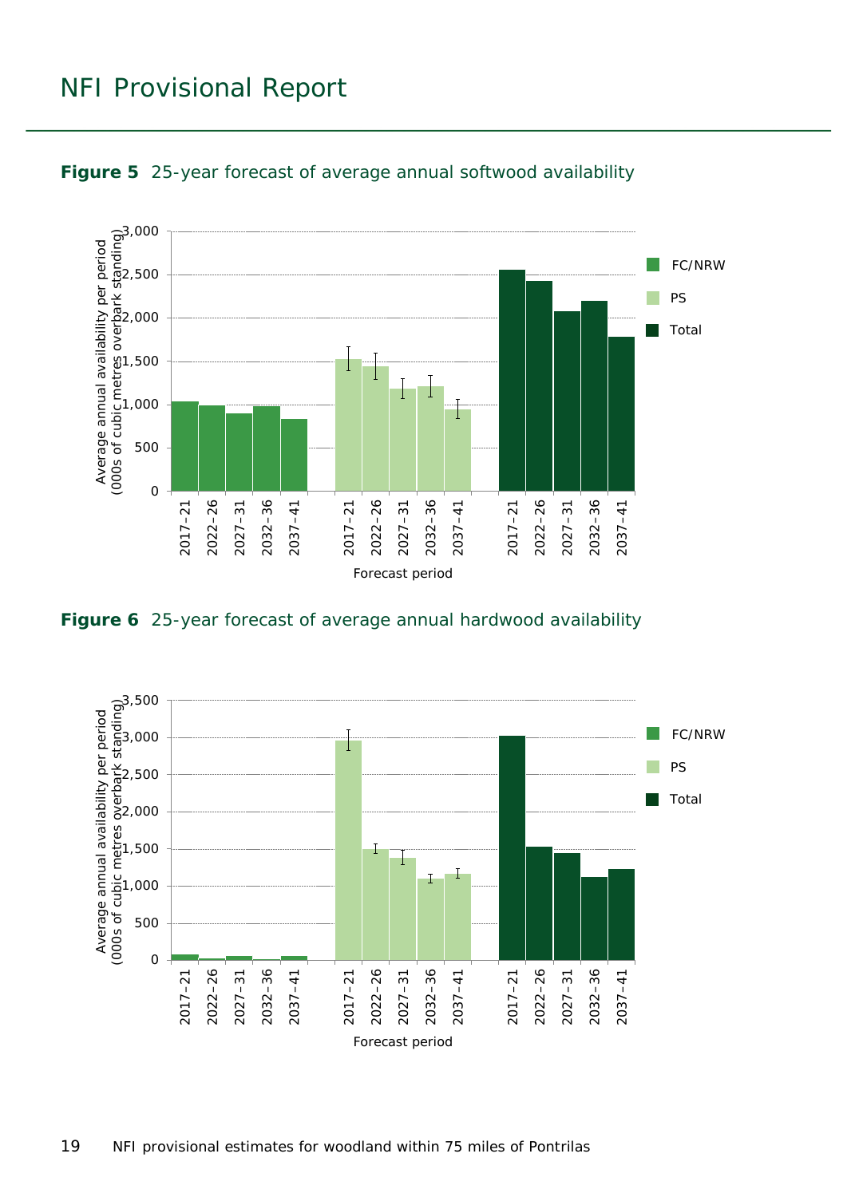**Figure 5** 25-year forecast of average annual softwood availability

**Figure 6** 25-year forecast of average annual hardwood availability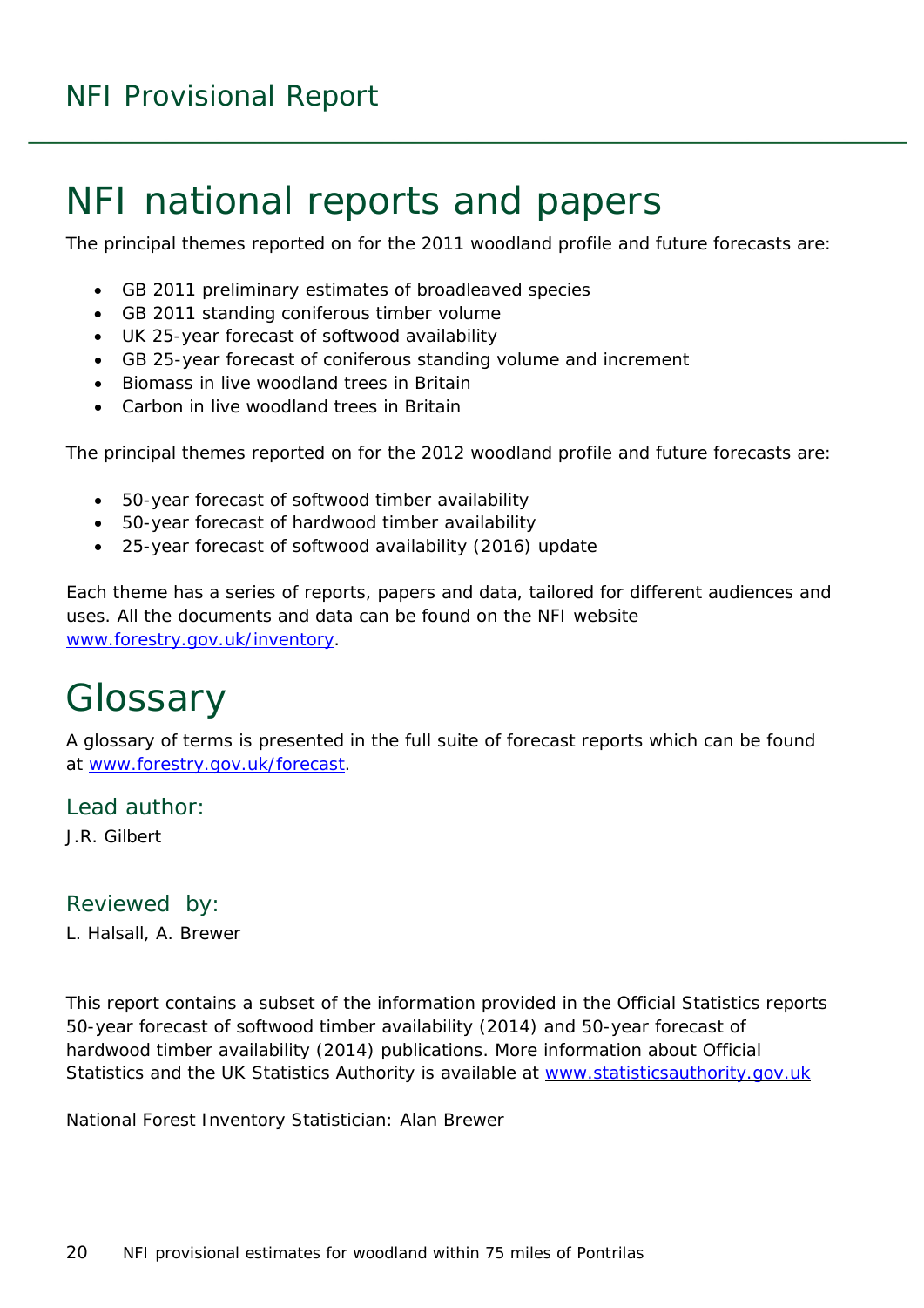# NFI national reports and papers

The principal themes reported on for the 2011 woodland profile and future forecasts are:

- GB 2011 preliminary estimates of broadleaved species
- GB 2011 standing coniferous timber volume
- UK 25-year forecast of softwood availability
- GB 25-year forecast of coniferous standing volume and increment
- Biomass in live woodland trees in Britain
- Carbon in live woodland trees in Britain

The principal themes reported on for the 2012 woodland profile and future forecasts are:

- 50-year forecast of softwood timber availability
- 50-year forecast of hardwood timber availability
- 25-year forecast of softwood availability (2016) update

Each theme has a series of reports, papers and data, tailored for different audiences and uses. All the documents and data can be found on the NFI website www.forestry.gov.uk/inventory.

# Glossary

A glossary of terms is presented in the full suite of forecast reports which can be found at www.forestry.gov.uk/forecast.

## Lead author:

J.R. Gilbert

## Reviewed by:

L. Halsall, A. Brewer

This report contains a subset of the information provided in the Official Statistics reports 50-year forecast of softwood timber availability (2014) and 50-year forecast of hardwood timber availability (2014) publications. More information about Official Statistics and the UK Statistics Authority is available at www.statisticsauthority.gov.uk

National Forest Inventory Statistician: Alan Brewer